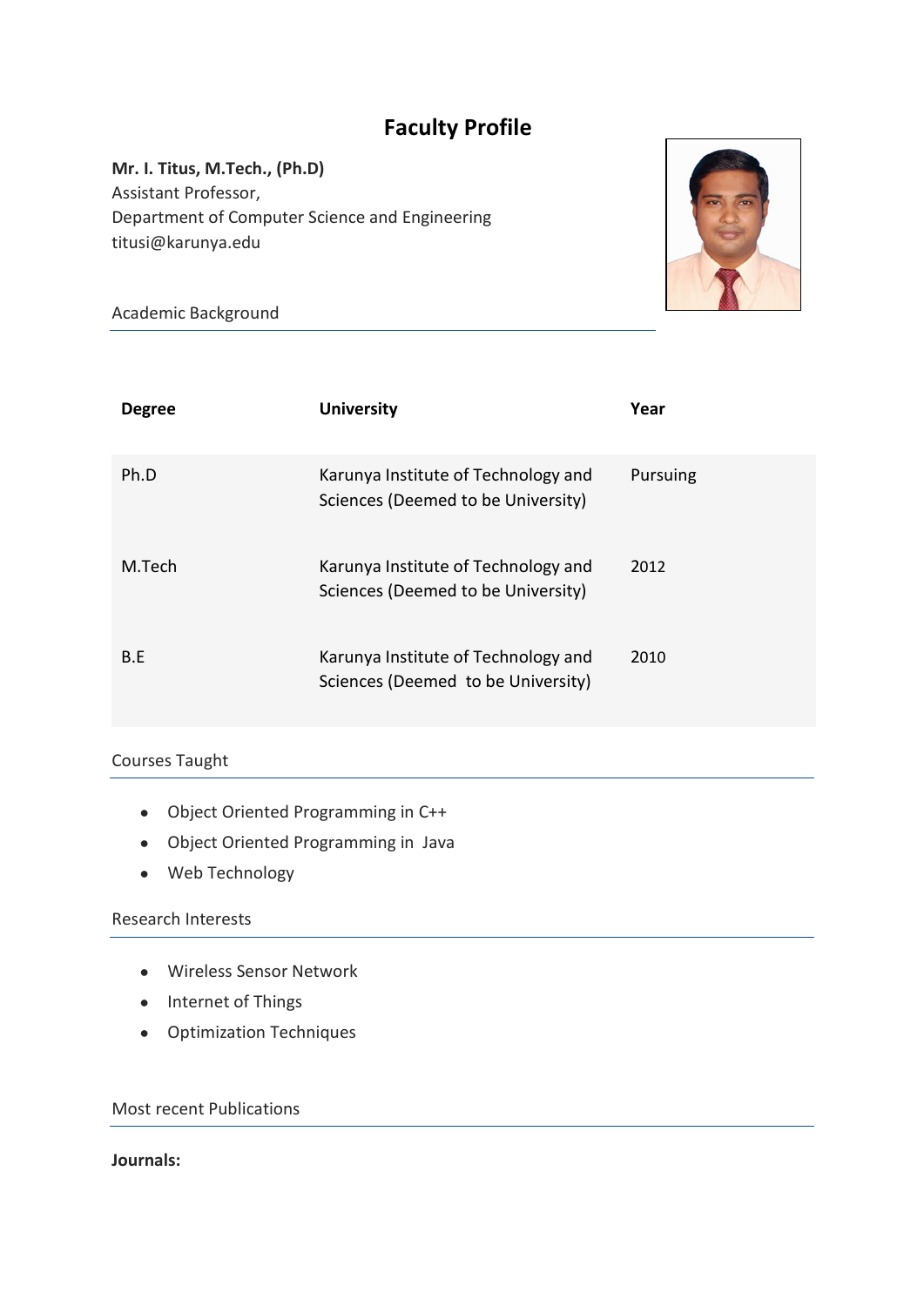# Faculty Profile

**Mr. I. Titus, M.Tech., (Ph.D)**
Assistant Professor,
Department of Computer Science and Engineering
titusi@karunya.edu

## Academic Background

| **Degree** | **University** | **Year** |
|---|---|---|
| Ph.D | Karunya Institute of Technology and Sciences (Deemed to be University) | Pursuing |
| M.Tech | Karunya Institute of Technology and Sciences (Deemed to be University) | 2012 |
| B.E | Karunya Institute of Technology and Sciences (Deemed to be University) | 2010 |

## Courses Taught

- Object Oriented Programming in C++
- Object Oriented Programming in Java
- Web Technology

## Research Interests

- Wireless Sensor Network
- Internet of Things
- Optimization Techniques

## Most recent Publications

**Journals:**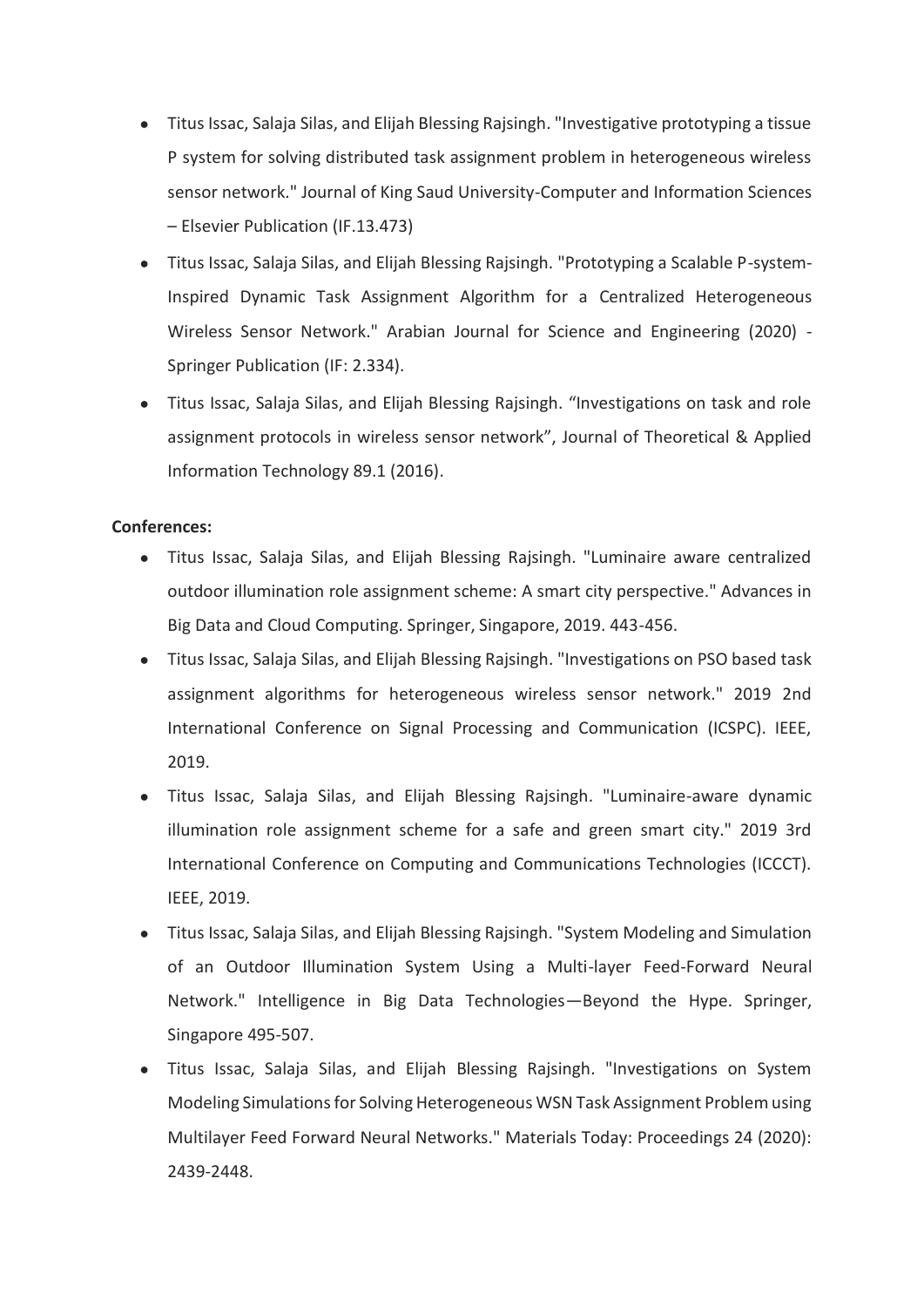- Titus Issac, Salaja Silas, and Elijah Blessing Rajsingh. "Investigative prototyping a tissue P system for solving distributed task assignment problem in heterogeneous wireless sensor network." Journal of King Saud University-Computer and Information Sciences – Elsevier Publication (IF.13.473)
- Titus Issac, Salaja Silas, and Elijah Blessing Rajsingh. "Prototyping a Scalable P-system-Inspired Dynamic Task Assignment Algorithm for a Centralized Heterogeneous Wireless Sensor Network." Arabian Journal for Science and Engineering (2020) - Springer Publication (IF: 2.334).
- Titus Issac, Salaja Silas, and Elijah Blessing Rajsingh. "Investigations on task and role assignment protocols in wireless sensor network", Journal of Theoretical & Applied Information Technology 89.1 (2016).

**Conferences:**

- Titus Issac, Salaja Silas, and Elijah Blessing Rajsingh. "Luminaire aware centralized outdoor illumination role assignment scheme: A smart city perspective." Advances in Big Data and Cloud Computing. Springer, Singapore, 2019. 443-456.
- Titus Issac, Salaja Silas, and Elijah Blessing Rajsingh. "Investigations on PSO based task assignment algorithms for heterogeneous wireless sensor network." 2019 2nd International Conference on Signal Processing and Communication (ICSPC). IEEE, 2019.
- Titus Issac, Salaja Silas, and Elijah Blessing Rajsingh. "Luminaire-aware dynamic illumination role assignment scheme for a safe and green smart city." 2019 3rd International Conference on Computing and Communications Technologies (ICCCT). IEEE, 2019.
- Titus Issac, Salaja Silas, and Elijah Blessing Rajsingh. "System Modeling and Simulation of an Outdoor Illumination System Using a Multi-layer Feed-Forward Neural Network." Intelligence in Big Data Technologies—Beyond the Hype. Springer, Singapore 495-507.
- Titus Issac, Salaja Silas, and Elijah Blessing Rajsingh. "Investigations on System Modeling Simulations for Solving Heterogeneous WSN Task Assignment Problem using Multilayer Feed Forward Neural Networks." Materials Today: Proceedings 24 (2020): 2439-2448.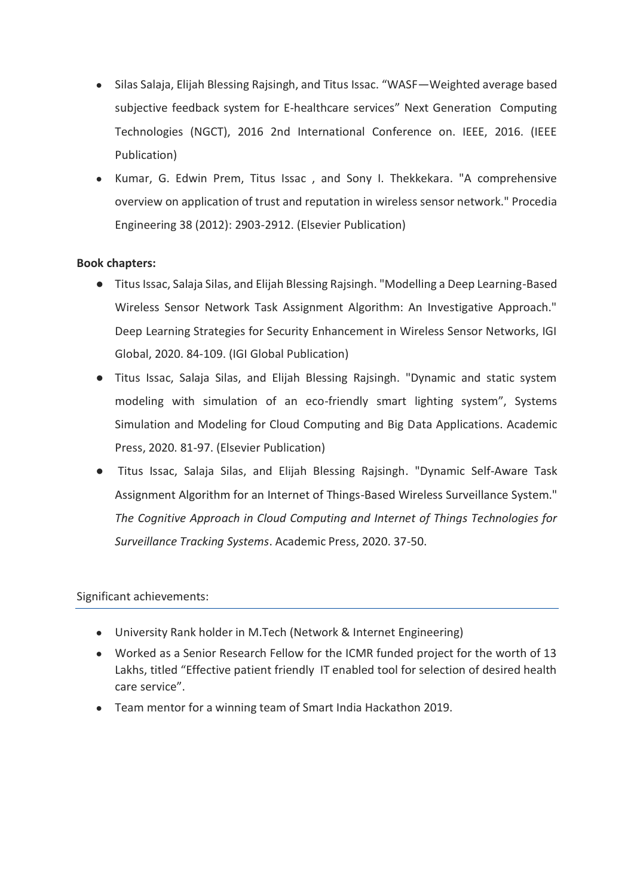- Silas Salaja, Elijah Blessing Rajsingh, and Titus Issac. “WASF—Weighted average based subjective feedback system for E-healthcare services” Next Generation Computing Technologies (NGCT), 2016 2nd International Conference on. IEEE, 2016. (IEEE Publication)
- Kumar, G. Edwin Prem, Titus Issac , and Sony I. Thekkekara. "A comprehensive overview on application of trust and reputation in wireless sensor network." Procedia Engineering 38 (2012): 2903-2912. (Elsevier Publication)

**Book chapters:**

- Titus Issac, Salaja Silas, and Elijah Blessing Rajsingh. "Modelling a Deep Learning-Based Wireless Sensor Network Task Assignment Algorithm: An Investigative Approach." Deep Learning Strategies for Security Enhancement in Wireless Sensor Networks, IGI Global, 2020. 84-109. (IGI Global Publication)
- Titus Issac, Salaja Silas, and Elijah Blessing Rajsingh. "Dynamic and static system modeling with simulation of an eco-friendly smart lighting system”, Systems Simulation and Modeling for Cloud Computing and Big Data Applications. Academic Press, 2020. 81-97. (Elsevier Publication)
- Titus Issac, Salaja Silas, and Elijah Blessing Rajsingh. "Dynamic Self-Aware Task Assignment Algorithm for an Internet of Things-Based Wireless Surveillance System." *The Cognitive Approach in Cloud Computing and Internet of Things Technologies for Surveillance Tracking Systems*. Academic Press, 2020. 37-50.

## Significant achievements:

- University Rank holder in M.Tech (Network & Internet Engineering)
- Worked as a Senior Research Fellow for the ICMR funded project for the worth of 13 Lakhs, titled “Effective patient friendly IT enabled tool for selection of desired health care service”.
- Team mentor for a winning team of Smart India Hackathon 2019.